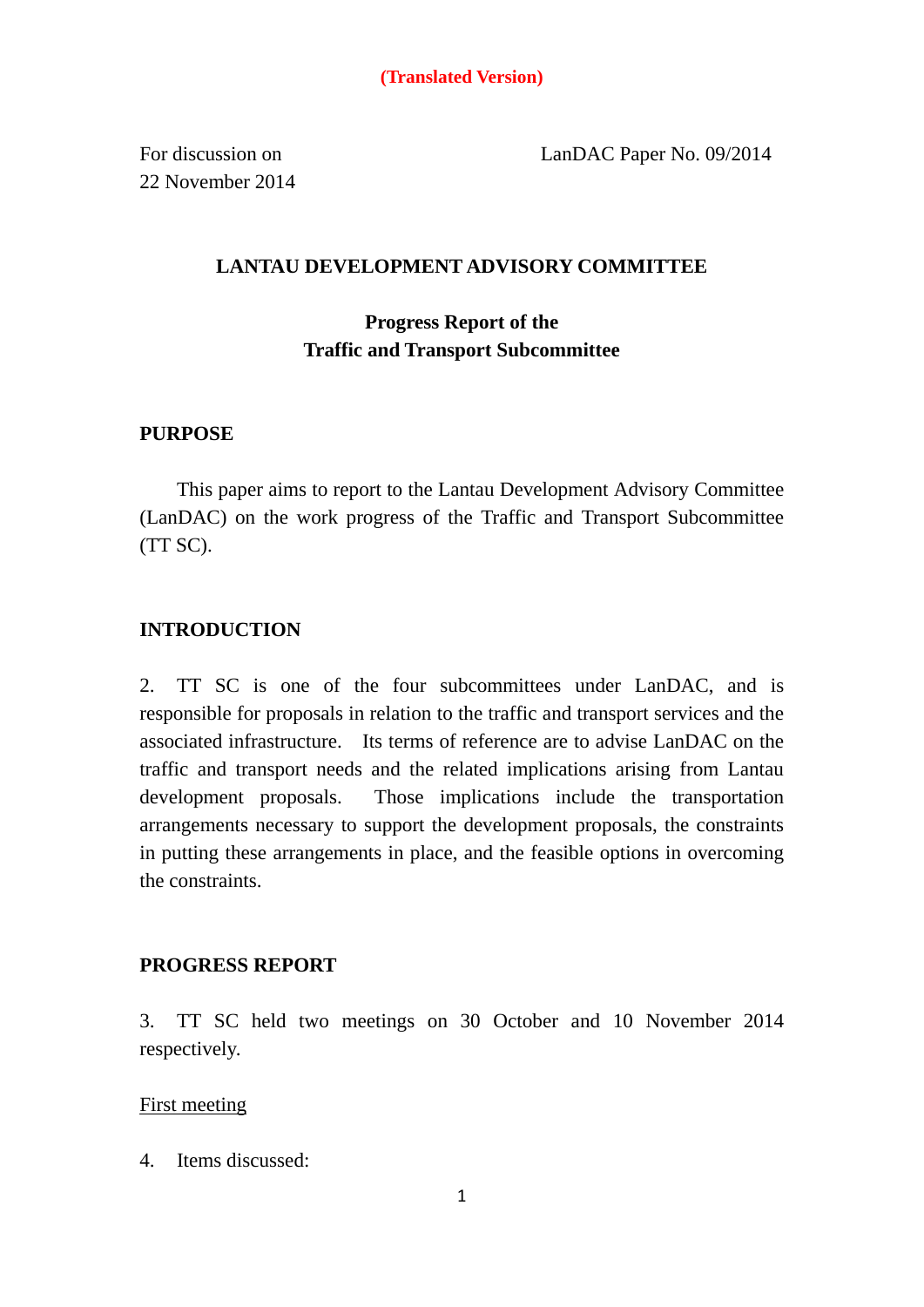**(Translated Version)**

For discussion on 22 November 2014

LanDAC Paper No. 09/2014

# LANTAU DEVELOPMENT ADVISORY COMMITTEE

## Progress Report of the Traffic and Transport Subcommittee

### PURPOSE

This paper aims to report to the Lantau Development Advisory Committee (LanDAC) on the work progress of the Traffic and Transport Subcommittee (TT SC).

### INTRODUCTION

2. TT SC is one of the four subcommittees under LanDAC, and is responsible for proposals in relation to the traffic and transport services and the associated infrastructure. Its terms of reference are to advise LanDAC on the traffic and transport needs and the related implications arising from Lantau development proposals. Those implications include the transportation arrangements necessary to support the development proposals, the constraints in putting these arrangements in place, and the feasible options in overcoming the constraints.

### PROGRESS REPORT

3. TT SC held two meetings on 30 October and 10 November 2014 respectively.

<u>First meeting</u>

4. Items discussed: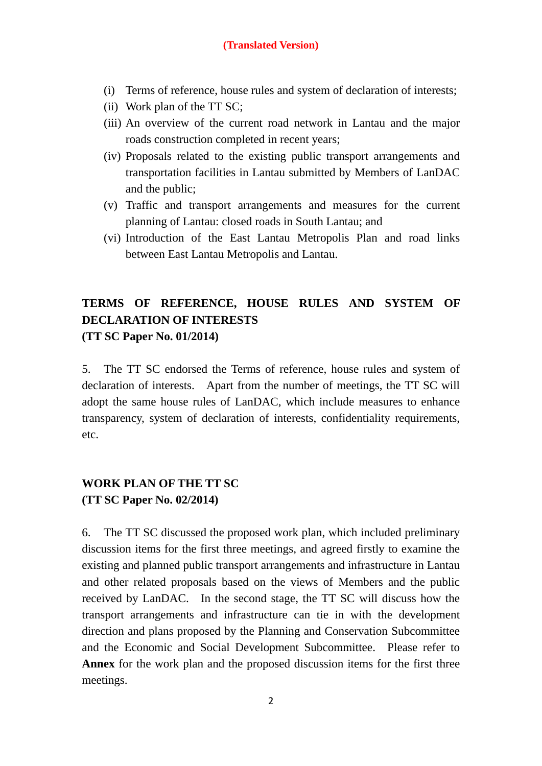**(Translated Version)**

(i) Terms of reference, house rules and system of declaration of interests;
(ii) Work plan of the TT SC;
(iii) An overview of the current road network in Lantau and the major roads construction completed in recent years;
(iv) Proposals related to the existing public transport arrangements and transportation facilities in Lantau submitted by Members of LanDAC and the public;
(v) Traffic and transport arrangements and measures for the current planning of Lantau: closed roads in South Lantau; and
(vi) Introduction of the East Lantau Metropolis Plan and road links between East Lantau Metropolis and Lantau.

## TERMS OF REFERENCE, HOUSE RULES AND SYSTEM OF DECLARATION OF INTERESTS
**(TT SC Paper No. 01/2014)**

5. The TT SC endorsed the Terms of reference, house rules and system of declaration of interests. Apart from the number of meetings, the TT SC will adopt the same house rules of LanDAC, which include measures to enhance transparency, system of declaration of interests, confidentiality requirements, etc.

## WORK PLAN OF THE TT SC
**(TT SC Paper No. 02/2014)**

6. The TT SC discussed the proposed work plan, which included preliminary discussion items for the first three meetings, and agreed firstly to examine the existing and planned public transport arrangements and infrastructure in Lantau and other related proposals based on the views of Members and the public received by LanDAC. In the second stage, the TT SC will discuss how the transport arrangements and infrastructure can tie in with the development direction and plans proposed by the Planning and Conservation Subcommittee and the Economic and Social Development Subcommittee. Please refer to **Annex** for the work plan and the proposed discussion items for the first three meetings.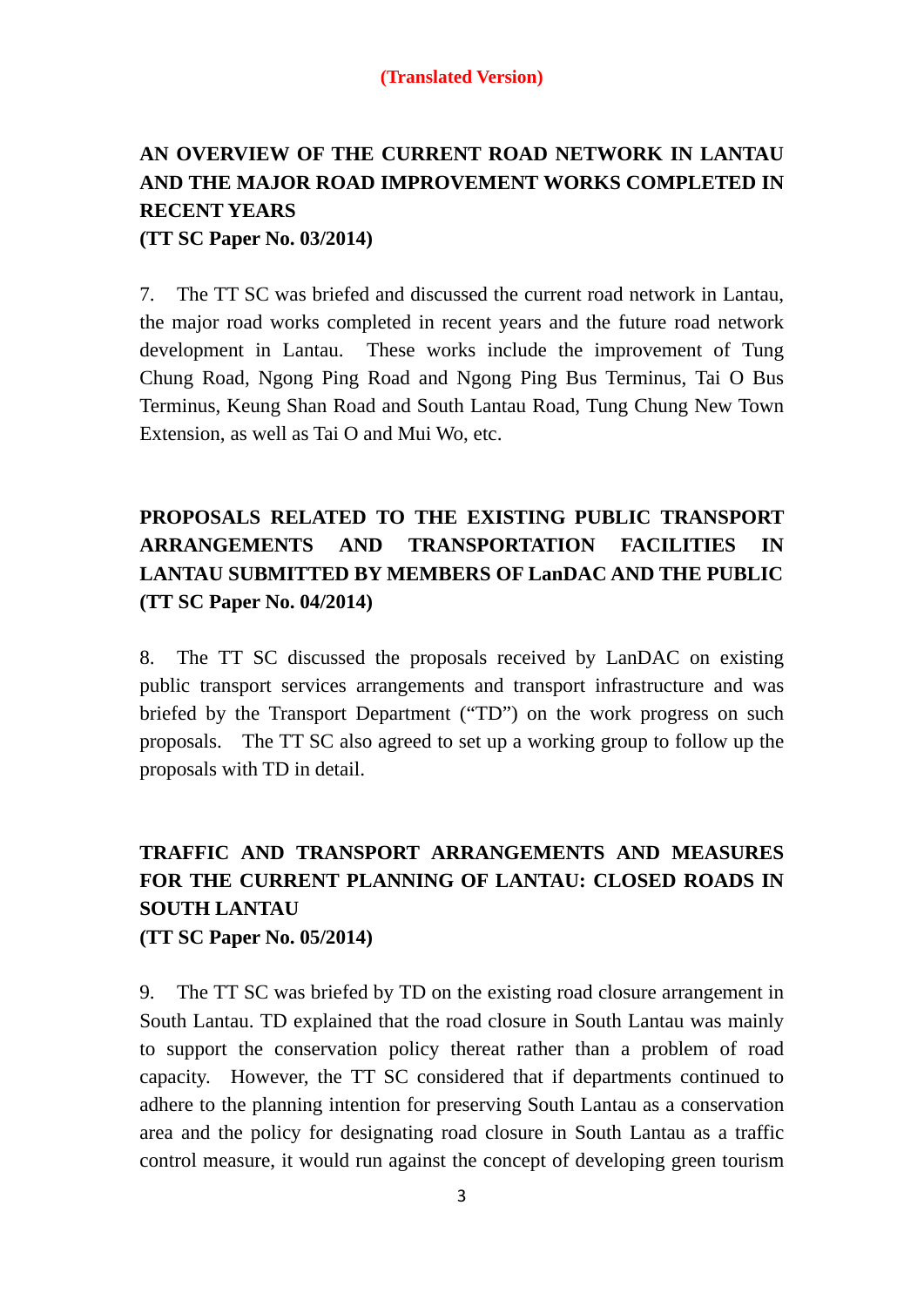**(Translated Version)**

## AN OVERVIEW OF THE CURRENT ROAD NETWORK IN LANTAU AND THE MAJOR ROAD IMPROVEMENT WORKS COMPLETED IN RECENT YEARS
**(TT SC Paper No. 03/2014)**

7. The TT SC was briefed and discussed the current road network in Lantau, the major road works completed in recent years and the future road network development in Lantau. These works include the improvement of Tung Chung Road, Ngong Ping Road and Ngong Ping Bus Terminus, Tai O Bus Terminus, Keung Shan Road and South Lantau Road, Tung Chung New Town Extension, as well as Tai O and Mui Wo, etc.

## PROPOSALS RELATED TO THE EXISTING PUBLIC TRANSPORT ARRANGEMENTS AND TRANSPORTATION FACILITIES IN LANTAU SUBMITTED BY MEMBERS OF LanDAC AND THE PUBLIC
**(TT SC Paper No. 04/2014)**

8. The TT SC discussed the proposals received by LanDAC on existing public transport services arrangements and transport infrastructure and was briefed by the Transport Department ("TD") on the work progress on such proposals. The TT SC also agreed to set up a working group to follow up the proposals with TD in detail.

## TRAFFIC AND TRANSPORT ARRANGEMENTS AND MEASURES FOR THE CURRENT PLANNING OF LANTAU: CLOSED ROADS IN SOUTH LANTAU
**(TT SC Paper No. 05/2014)**

9. The TT SC was briefed by TD on the existing road closure arrangement in South Lantau. TD explained that the road closure in South Lantau was mainly to support the conservation policy thereat rather than a problem of road capacity. However, the TT SC considered that if departments continued to adhere to the planning intention for preserving South Lantau as a conservation area and the policy for designating road closure in South Lantau as a traffic control measure, it would run against the concept of developing green tourism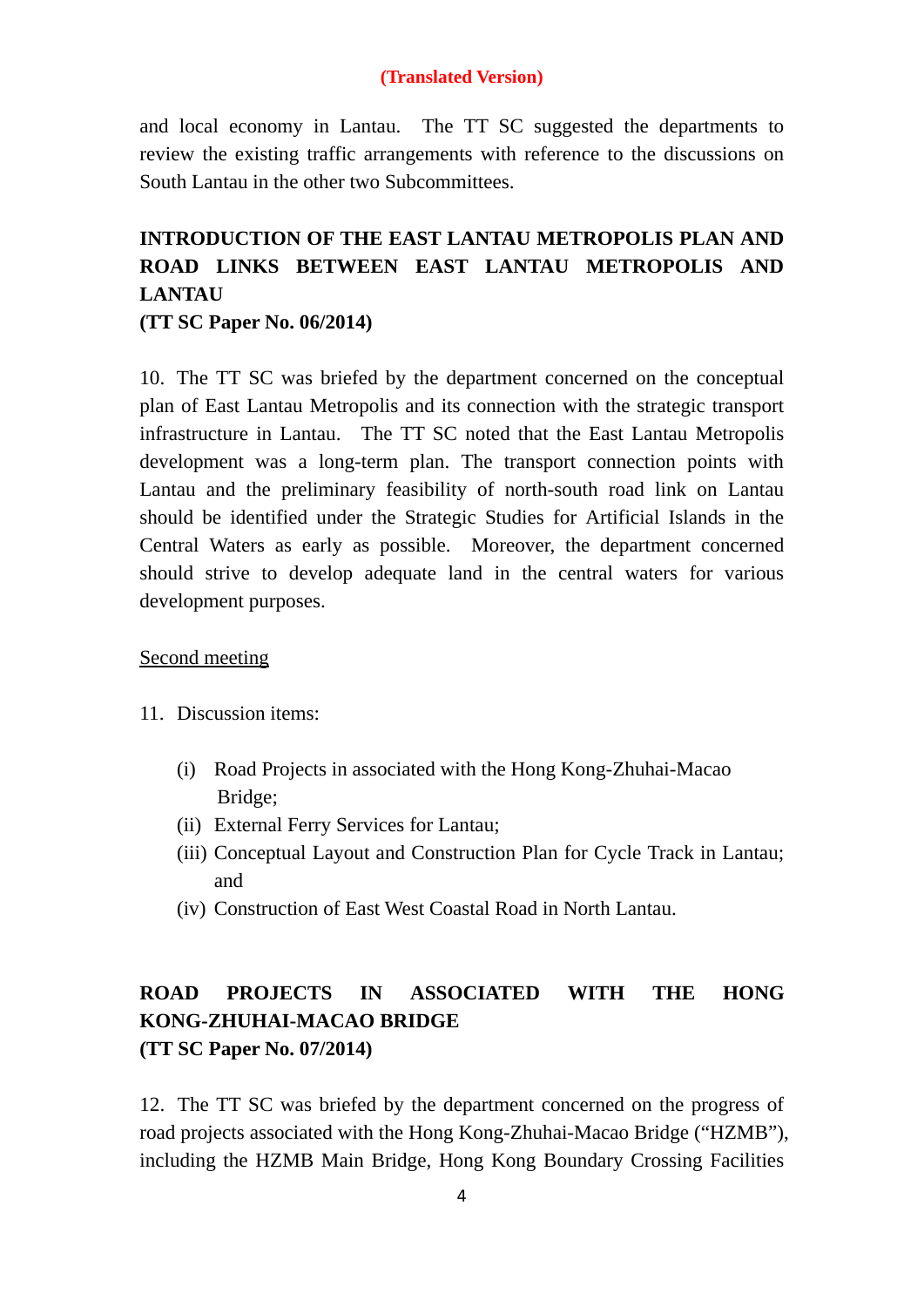**(Translated Version)**

and local economy in Lantau. The TT SC suggested the departments to review the existing traffic arrangements with reference to the discussions on South Lantau in the other two Subcommittees.

**INTRODUCTION OF THE EAST LANTAU METROPOLIS PLAN AND ROAD LINKS BETWEEN EAST LANTAU METROPOLIS AND LANTAU**
**(TT SC Paper No. 06/2014)**

10. The TT SC was briefed by the department concerned on the conceptual plan of East Lantau Metropolis and its connection with the strategic transport infrastructure in Lantau. The TT SC noted that the East Lantau Metropolis development was a long-term plan. The transport connection points with Lantau and the preliminary feasibility of north-south road link on Lantau should be identified under the Strategic Studies for Artificial Islands in the Central Waters as early as possible. Moreover, the department concerned should strive to develop adequate land in the central waters for various development purposes.

<u>Second meeting</u>

11. Discussion items:

   (i) Road Projects in associated with the Hong Kong-Zhuhai-Macao Bridge;
   (ii) External Ferry Services for Lantau;
   (iii) Conceptual Layout and Construction Plan for Cycle Track in Lantau; and
   (iv) Construction of East West Coastal Road in North Lantau.

**ROAD PROJECTS IN ASSOCIATED WITH THE HONG KONG-ZHUHAI-MACAO BRIDGE**
**(TT SC Paper No. 07/2014)**

12. The TT SC was briefed by the department concerned on the progress of road projects associated with the Hong Kong-Zhuhai-Macao Bridge ("HZMB"), including the HZMB Main Bridge, Hong Kong Boundary Crossing Facilities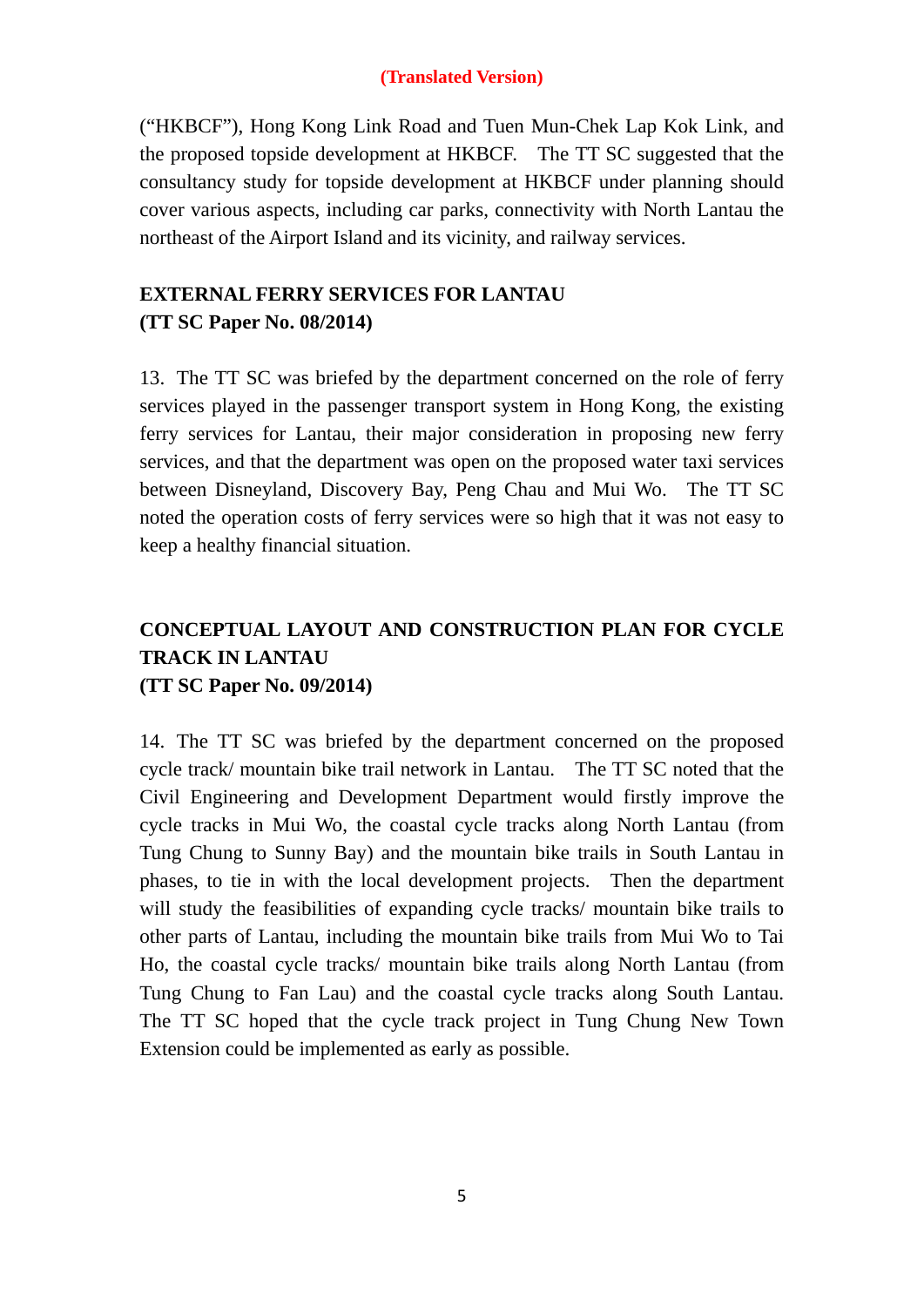**(Translated Version)**

("HKBCF"), Hong Kong Link Road and Tuen Mun-Chek Lap Kok Link, and the proposed topside development at HKBCF. The TT SC suggested that the consultancy study for topside development at HKBCF under planning should cover various aspects, including car parks, connectivity with North Lantau the northeast of the Airport Island and its vicinity, and railway services.

**EXTERNAL FERRY SERVICES FOR LANTAU**
**(TT SC Paper No. 08/2014)**

13. The TT SC was briefed by the department concerned on the role of ferry services played in the passenger transport system in Hong Kong, the existing ferry services for Lantau, their major consideration in proposing new ferry services, and that the department was open on the proposed water taxi services between Disneyland, Discovery Bay, Peng Chau and Mui Wo. The TT SC noted the operation costs of ferry services were so high that it was not easy to keep a healthy financial situation.

**CONCEPTUAL LAYOUT AND CONSTRUCTION PLAN FOR CYCLE TRACK IN LANTAU**
**(TT SC Paper No. 09/2014)**

14. The TT SC was briefed by the department concerned on the proposed cycle track/ mountain bike trail network in Lantau. The TT SC noted that the Civil Engineering and Development Department would firstly improve the cycle tracks in Mui Wo, the coastal cycle tracks along North Lantau (from Tung Chung to Sunny Bay) and the mountain bike trails in South Lantau in phases, to tie in with the local development projects. Then the department will study the feasibilities of expanding cycle tracks/ mountain bike trails to other parts of Lantau, including the mountain bike trails from Mui Wo to Tai Ho, the coastal cycle tracks/ mountain bike trails along North Lantau (from Tung Chung to Fan Lau) and the coastal cycle tracks along South Lantau. The TT SC hoped that the cycle track project in Tung Chung New Town Extension could be implemented as early as possible.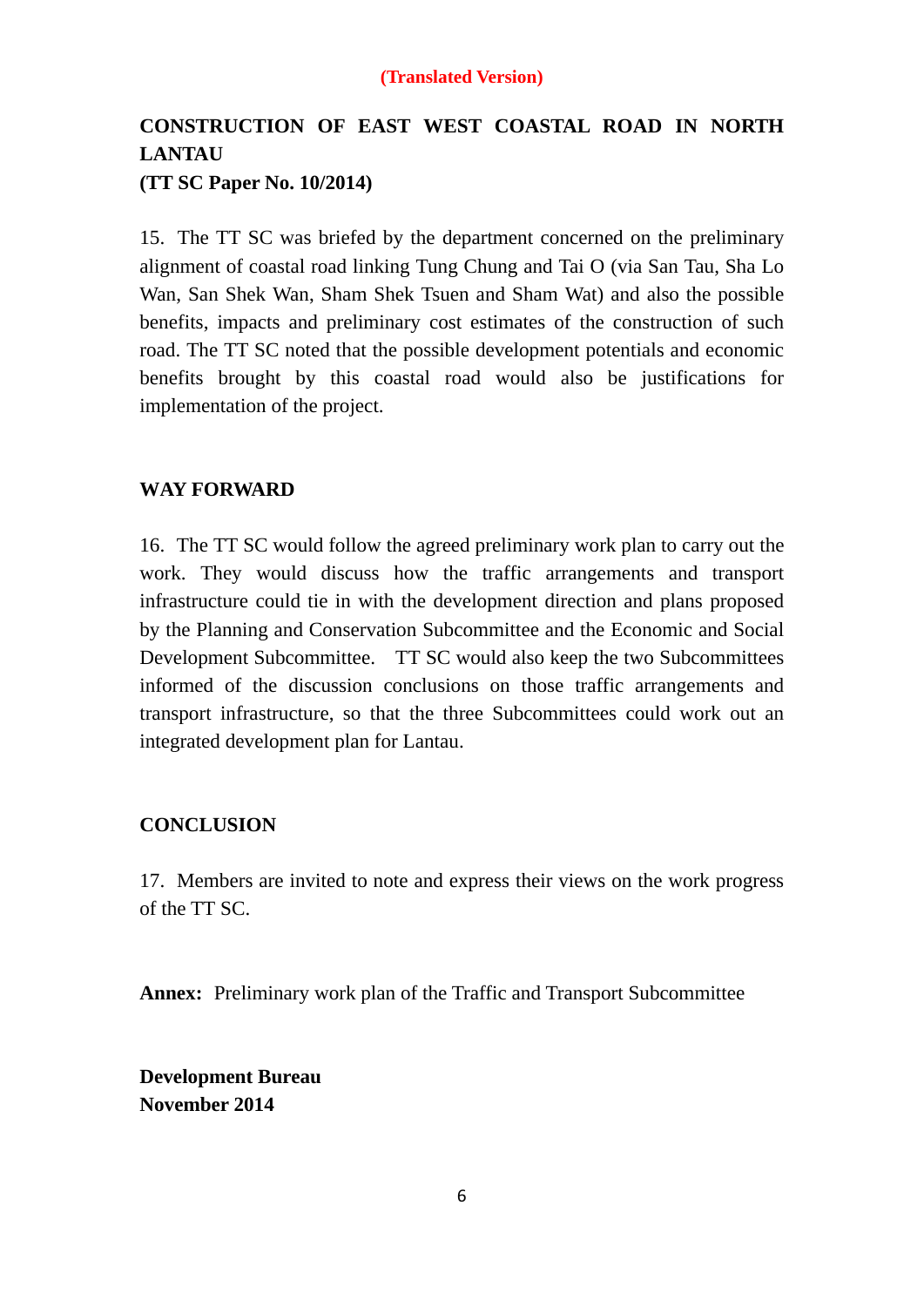**(Translated Version)**

**CONSTRUCTION OF EAST WEST COASTAL ROAD IN NORTH LANTAU**
**(TT SC Paper No. 10/2014)**

15. The TT SC was briefed by the department concerned on the preliminary alignment of coastal road linking Tung Chung and Tai O (via San Tau, Sha Lo Wan, San Shek Wan, Sham Shek Tsuen and Sham Wat) and also the possible benefits, impacts and preliminary cost estimates of the construction of such road. The TT SC noted that the possible development potentials and economic benefits brought by this coastal road would also be justifications for implementation of the project.

## WAY FORWARD

16. The TT SC would follow the agreed preliminary work plan to carry out the work. They would discuss how the traffic arrangements and transport infrastructure could tie in with the development direction and plans proposed by the Planning and Conservation Subcommittee and the Economic and Social Development Subcommittee. TT SC would also keep the two Subcommittees informed of the discussion conclusions on those traffic arrangements and transport infrastructure, so that the three Subcommittees could work out an integrated development plan for Lantau.

## CONCLUSION

17. Members are invited to note and express their views on the work progress of the TT SC.

**Annex:** Preliminary work plan of the Traffic and Transport Subcommittee

**Development Bureau**
**November 2014**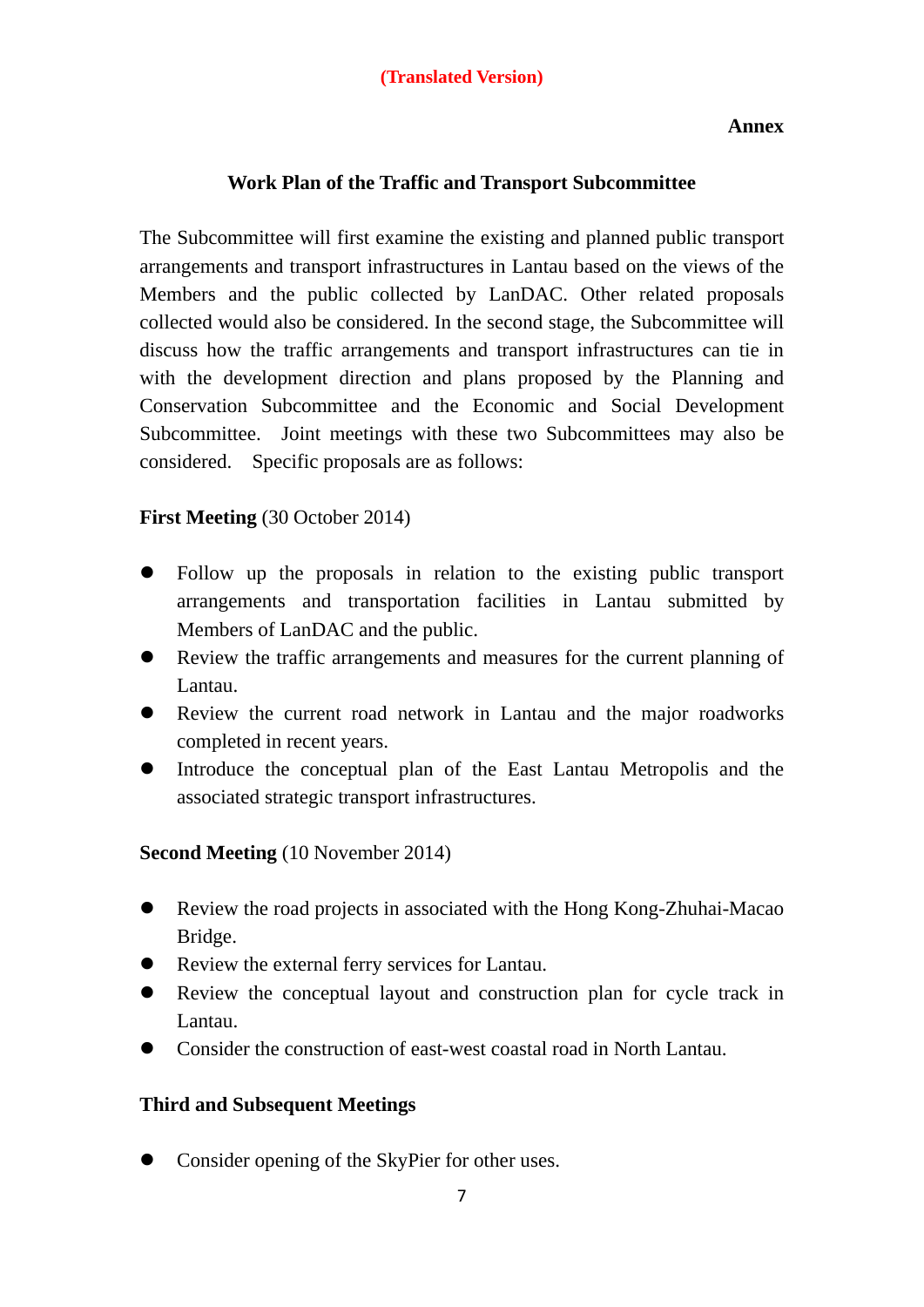(Translated Version)

Annex

## Work Plan of the Traffic and Transport Subcommittee

The Subcommittee will first examine the existing and planned public transport arrangements and transport infrastructures in Lantau based on the views of the Members and the public collected by LanDAC. Other related proposals collected would also be considered. In the second stage, the Subcommittee will discuss how the traffic arrangements and transport infrastructures can tie in with the development direction and plans proposed by the Planning and Conservation Subcommittee and the Economic and Social Development Subcommittee. Joint meetings with these two Subcommittees may also be considered. Specific proposals are as follows:

**First Meeting** (30 October 2014)

- Follow up the proposals in relation to the existing public transport arrangements and transportation facilities in Lantau submitted by Members of LanDAC and the public.
- Review the traffic arrangements and measures for the current planning of Lantau.
- Review the current road network in Lantau and the major roadworks completed in recent years.
- Introduce the conceptual plan of the East Lantau Metropolis and the associated strategic transport infrastructures.

**Second Meeting** (10 November 2014)

- Review the road projects in associated with the Hong Kong-Zhuhai-Macao Bridge.
- Review the external ferry services for Lantau.
- Review the conceptual layout and construction plan for cycle track in Lantau.
- Consider the construction of east-west coastal road in North Lantau.

**Third and Subsequent Meetings**

- Consider opening of the SkyPier for other uses.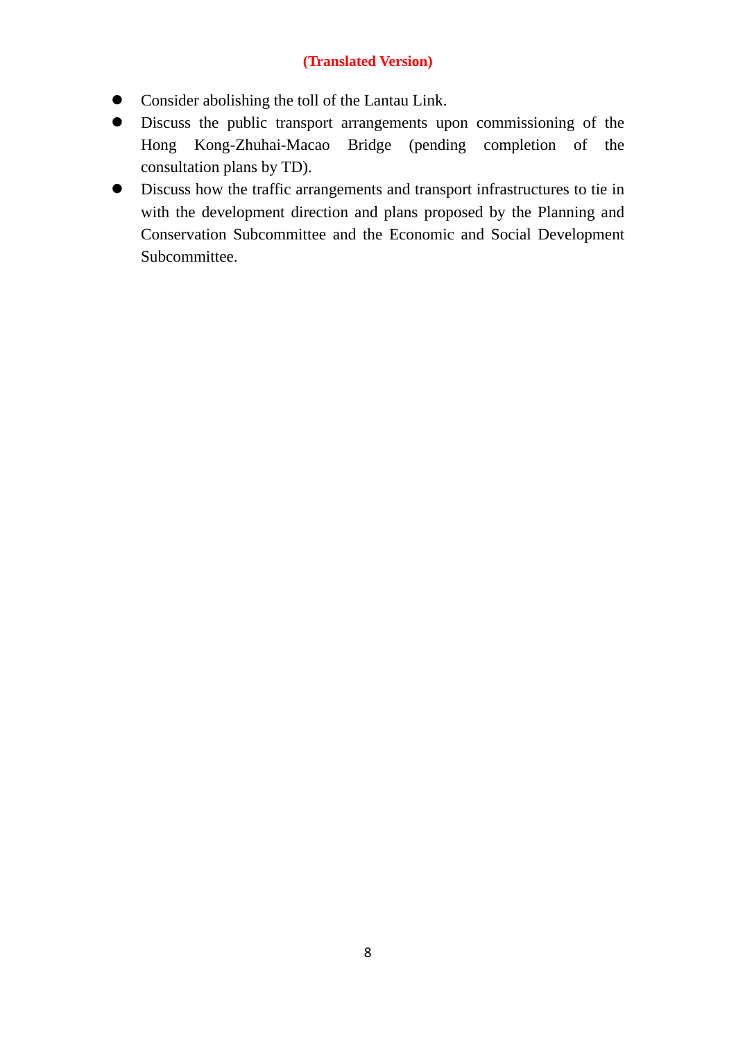**(Translated Version)**

- Consider abolishing the toll of the Lantau Link.
- Discuss the public transport arrangements upon commissioning of the Hong Kong-Zhuhai-Macao Bridge (pending completion of the consultation plans by TD).
- Discuss how the traffic arrangements and transport infrastructures to tie in with the development direction and plans proposed by the Planning and Conservation Subcommittee and the Economic and Social Development Subcommittee.